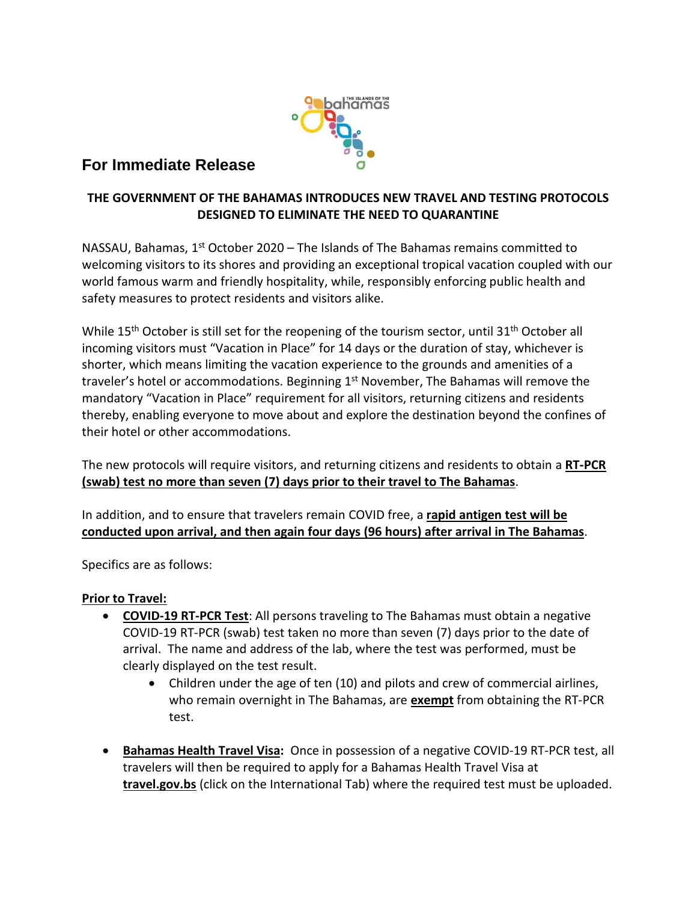**For Immediate Release**

## THE GOVERNMENT OF THE BAHAMAS INTRODUCES NEW TRAVEL AND TESTING PROTOCOLS DESIGNED TO ELIMINATE THE NEED TO QUARANTINE

NASSAU, Bahamas, 1st October 2020 – The Islands of The Bahamas remains committed to welcoming visitors to its shores and providing an exceptional tropical vacation coupled with our world famous warm and friendly hospitality, while, responsibly enforcing public health and safety measures to protect residents and visitors alike.

While 15th October is still set for the reopening of the tourism sector, until 31st October all incoming visitors must "Vacation in Place" for 14 days or the duration of stay, whichever is shorter, which means limiting the vacation experience to the grounds and amenities of a traveler's hotel or accommodations. Beginning 1st November, The Bahamas will remove the mandatory "Vacation in Place" requirement for all visitors, returning citizens and residents thereby, enabling everyone to move about and explore the destination beyond the confines of their hotel or other accommodations.

The new protocols will require visitors, and returning citizens and residents to obtain a **RT-PCR (swab) test no more than seven (7) days prior to their travel to The Bahamas**.

In addition, and to ensure that travelers remain COVID free, a **rapid antigen test will be conducted upon arrival, and then again four days (96 hours) after arrival in The Bahamas**.

Specifics are as follows:

**Prior to Travel:**

- **COVID-19 RT-PCR Test**: All persons traveling to The Bahamas must obtain a negative COVID-19 RT-PCR (swab) test taken no more than seven (7) days prior to the date of arrival. The name and address of the lab, where the test was performed, must be clearly displayed on the test result.
  - Children under the age of ten (10) and pilots and crew of commercial airlines, who remain overnight in The Bahamas, are **exempt** from obtaining the RT-PCR test.

- **Bahamas Health Travel Visa:** Once in possession of a negative COVID-19 RT-PCR test, all travelers will then be required to apply for a Bahamas Health Travel Visa at **travel.gov.bs** (click on the International Tab) where the required test must be uploaded.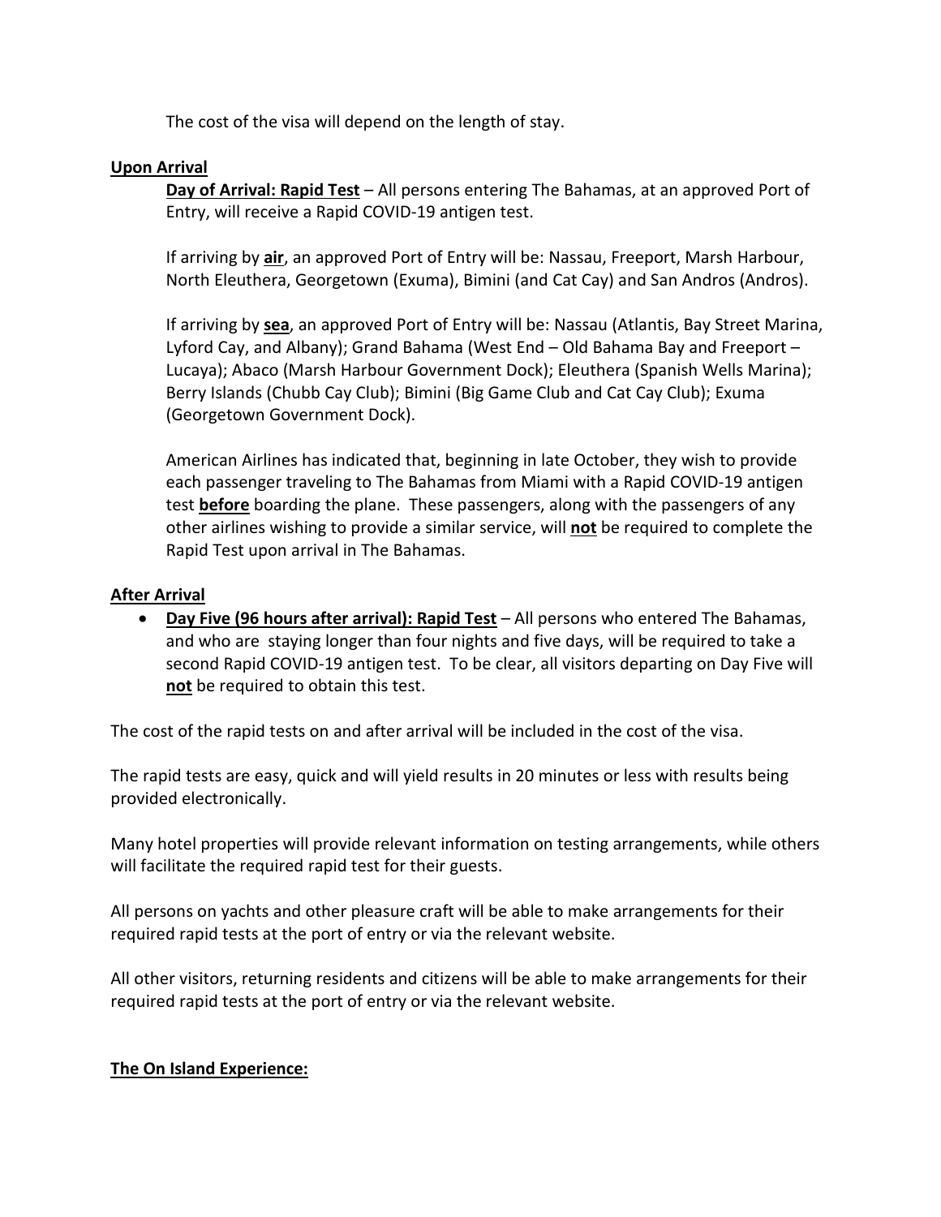The cost of the visa will depend on the length of stay.

**Upon Arrival**

**Day of Arrival: Rapid Test** – All persons entering The Bahamas, at an approved Port of Entry, will receive a Rapid COVID-19 antigen test.

If arriving by **air**, an approved Port of Entry will be: Nassau, Freeport, Marsh Harbour, North Eleuthera, Georgetown (Exuma), Bimini (and Cat Cay) and San Andros (Andros).

If arriving by **sea**, an approved Port of Entry will be: Nassau (Atlantis, Bay Street Marina, Lyford Cay, and Albany); Grand Bahama (West End – Old Bahama Bay and Freeport – Lucaya); Abaco (Marsh Harbour Government Dock); Eleuthera (Spanish Wells Marina); Berry Islands (Chubb Cay Club); Bimini (Big Game Club and Cat Cay Club); Exuma (Georgetown Government Dock).

American Airlines has indicated that, beginning in late October, they wish to provide each passenger traveling to The Bahamas from Miami with a Rapid COVID-19 antigen test **before** boarding the plane. These passengers, along with the passengers of any other airlines wishing to provide a similar service, will **not** be required to complete the Rapid Test upon arrival in The Bahamas.

**After Arrival**

- **Day Five (96 hours after arrival): Rapid Test** – All persons who entered The Bahamas, and who are staying longer than four nights and five days, will be required to take a second Rapid COVID-19 antigen test. To be clear, all visitors departing on Day Five will **not** be required to obtain this test.

The cost of the rapid tests on and after arrival will be included in the cost of the visa.

The rapid tests are easy, quick and will yield results in 20 minutes or less with results being provided electronically.

Many hotel properties will provide relevant information on testing arrangements, while others will facilitate the required rapid test for their guests.

All persons on yachts and other pleasure craft will be able to make arrangements for their required rapid tests at the port of entry or via the relevant website.

All other visitors, returning residents and citizens will be able to make arrangements for their required rapid tests at the port of entry or via the relevant website.

**The On Island Experience:**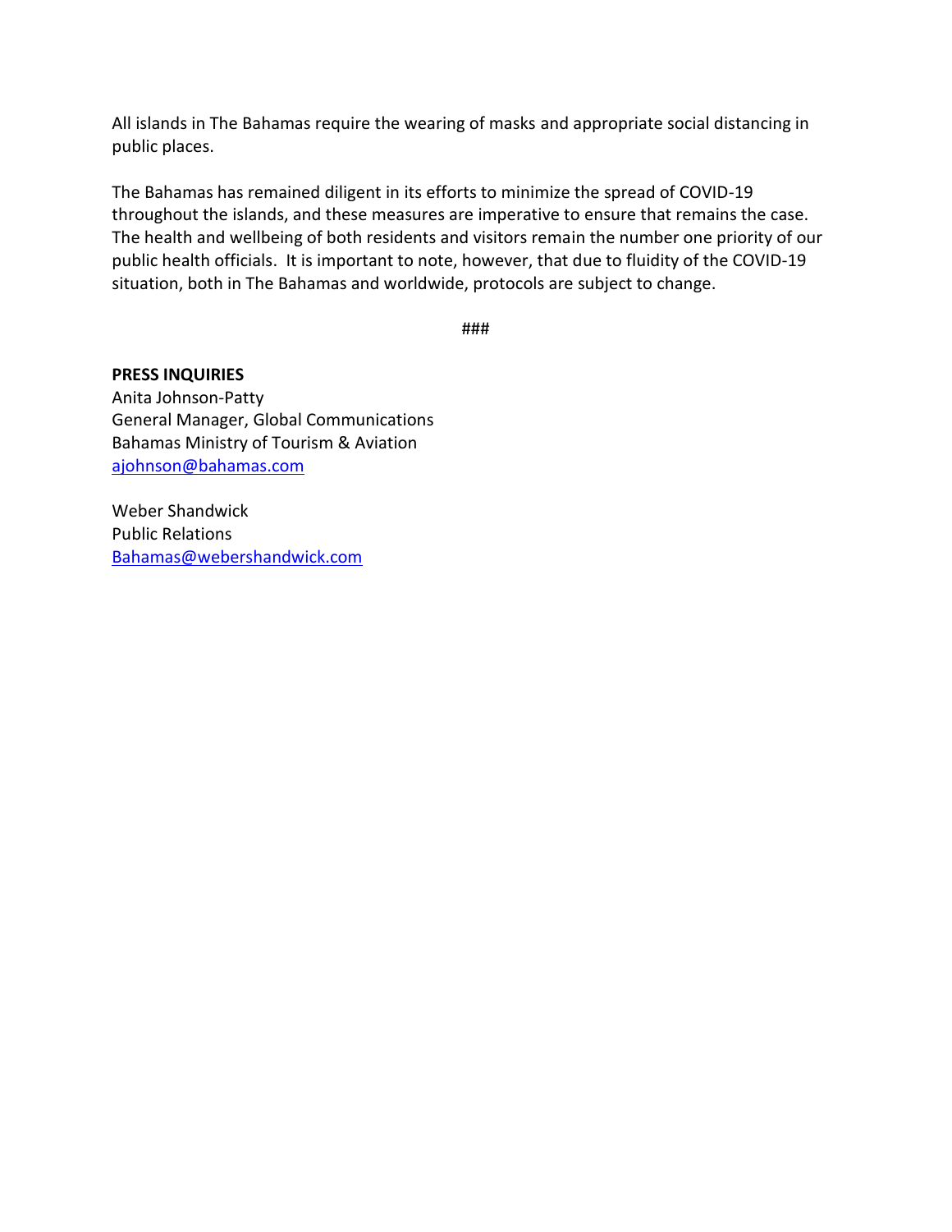All islands in The Bahamas require the wearing of masks and appropriate social distancing in public places.

The Bahamas has remained diligent in its efforts to minimize the spread of COVID-19 throughout the islands, and these measures are imperative to ensure that remains the case. The health and wellbeing of both residents and visitors remain the number one priority of our public health officials. It is important to note, however, that due to fluidity of the COVID-19 situation, both in The Bahamas and worldwide, protocols are subject to change.

###

**PRESS INQUIRIES**
Anita Johnson-Patty
General Manager, Global Communications
Bahamas Ministry of Tourism & Aviation
ajohnson@bahamas.com

Weber Shandwick
Public Relations
Bahamas@webershandwick.com